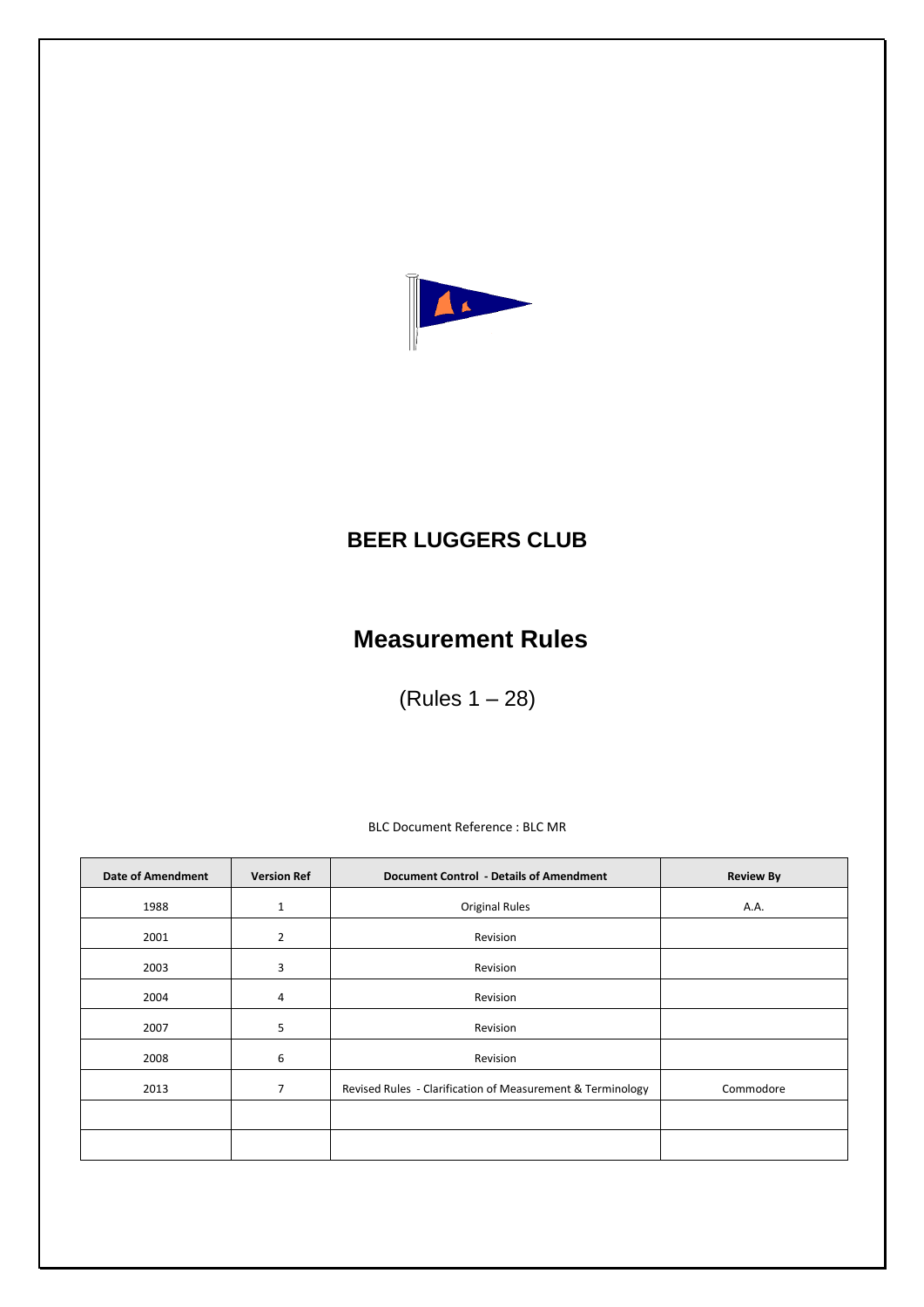# BEER LUGGERS CLUB

## Measurement Rules

(Rules 1 – 28)

BLC Document Reference : BLC MR

| Date of Amendment | Version Ref | Document Control - Details of Amendment | Review By |
|---|---|---|---|
| 1988 | 1 | Original Rules | A.A. |
| 2001 | 2 | Revision | |
| 2003 | 3 | Revision | |
| 2004 | 4 | Revision | |
| 2007 | 5 | Revision | |
| 2008 | 6 | Revision | |
| 2013 | 7 | Revised Rules - Clarification of Measurement & Terminology | Commodore |
| | | | |
| | | | |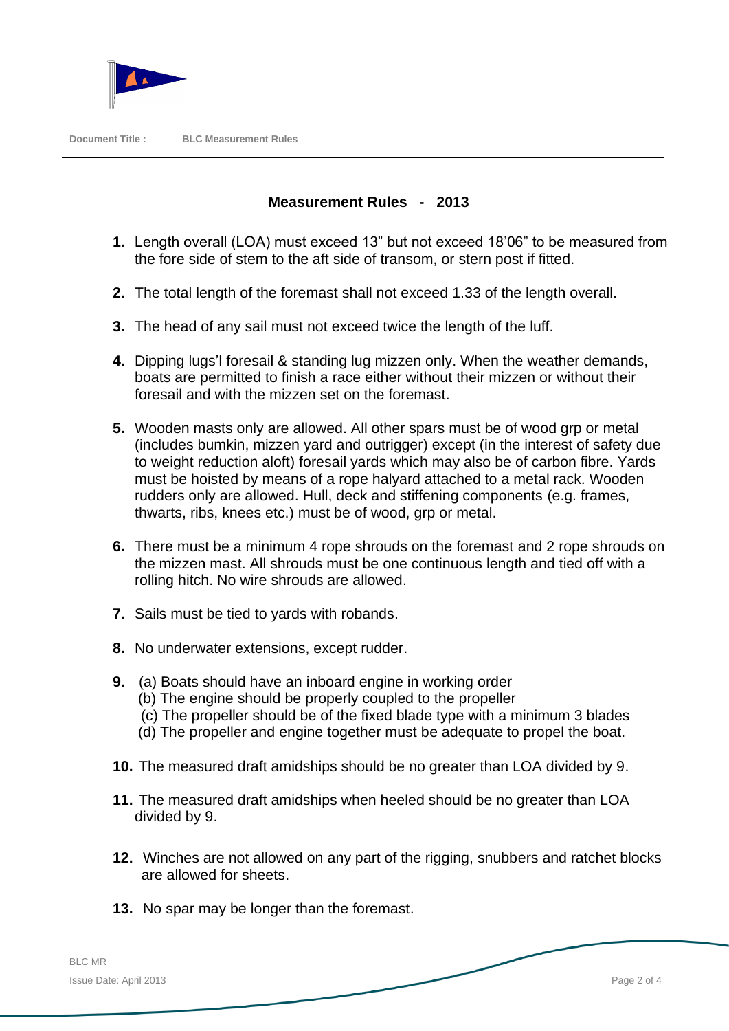Document Title : BLC Measurement Rules

## Measurement Rules - 2013

1. Length overall (LOA) must exceed 13" but not exceed 18'06" to be measured from the fore side of stem to the aft side of transom, or stern post if fitted.

2. The total length of the foremast shall not exceed 1.33 of the length overall.

3. The head of any sail must not exceed twice the length of the luff.

4. Dipping lugs'l foresail & standing lug mizzen only. When the weather demands, boats are permitted to finish a race either without their mizzen or without their foresail and with the mizzen set on the foremast.

5. Wooden masts only are allowed. All other spars must be of wood grp or metal (includes bumkin, mizzen yard and outrigger) except (in the interest of safety due to weight reduction aloft) foresail yards which may also be of carbon fibre. Yards must be hoisted by means of a rope halyard attached to a metal rack. Wooden rudders only are allowed. Hull, deck and stiffening components (e.g. frames, thwarts, ribs, knees etc.) must be of wood, grp or metal.

6. There must be a minimum 4 rope shrouds on the foremast and 2 rope shrouds on the mizzen mast. All shrouds must be one continuous length and tied off with a rolling hitch. No wire shrouds are allowed.

7. Sails must be tied to yards with robands.

8. No underwater extensions, except rudder.

9. (a) Boats should have an inboard engine in working order
   (b) The engine should be properly coupled to the propeller
   (c) The propeller should be of the fixed blade type with a minimum 3 blades
   (d) The propeller and engine together must be adequate to propel the boat.

10. The measured draft amidships should be no greater than LOA divided by 9.

11. The measured draft amidships when heeled should be no greater than LOA divided by 9.

12. Winches are not allowed on any part of the rigging, snubbers and ratchet blocks are allowed for sheets.

13. No spar may be longer than the foremast.

BLC MR
Issue Date: April 2013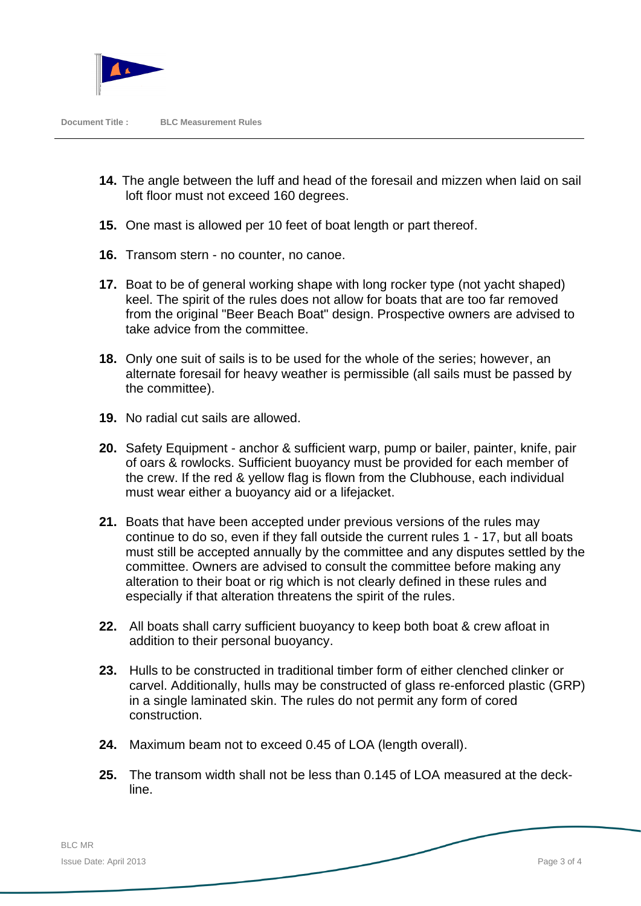**14.** The angle between the luff and head of the foresail and mizzen when laid on sail loft floor must not exceed 160 degrees.

**15.** One mast is allowed per 10 feet of boat length or part thereof.

**16.** Transom stern - no counter, no canoe.

**17.** Boat to be of general working shape with long rocker type (not yacht shaped) keel. The spirit of the rules does not allow for boats that are too far removed from the original "Beer Beach Boat" design. Prospective owners are advised to take advice from the committee.

**18.** Only one suit of sails is to be used for the whole of the series; however, an alternate foresail for heavy weather is permissible (all sails must be passed by the committee).

**19.** No radial cut sails are allowed.

**20.** Safety Equipment - anchor & sufficient warp, pump or bailer, painter, knife, pair of oars & rowlocks. Sufficient buoyancy must be provided for each member of the crew. If the red & yellow flag is flown from the Clubhouse, each individual must wear either a buoyancy aid or a lifejacket.

**21.** Boats that have been accepted under previous versions of the rules may continue to do so, even if they fall outside the current rules 1 - 17, but all boats must still be accepted annually by the committee and any disputes settled by the committee. Owners are advised to consult the committee before making any alteration to their boat or rig which is not clearly defined in these rules and especially if that alteration threatens the spirit of the rules.

**22.** All boats shall carry sufficient buoyancy to keep both boat & crew afloat in addition to their personal buoyancy.

**23.** Hulls to be constructed in traditional timber form of either clenched clinker or carvel. Additionally, hulls may be constructed of glass re-enforced plastic (GRP) in a single laminated skin. The rules do not permit any form of cored construction.

**24.** Maximum beam not to exceed 0.45 of LOA (length overall).

**25.** The transom width shall not be less than 0.145 of LOA measured at the deck-line.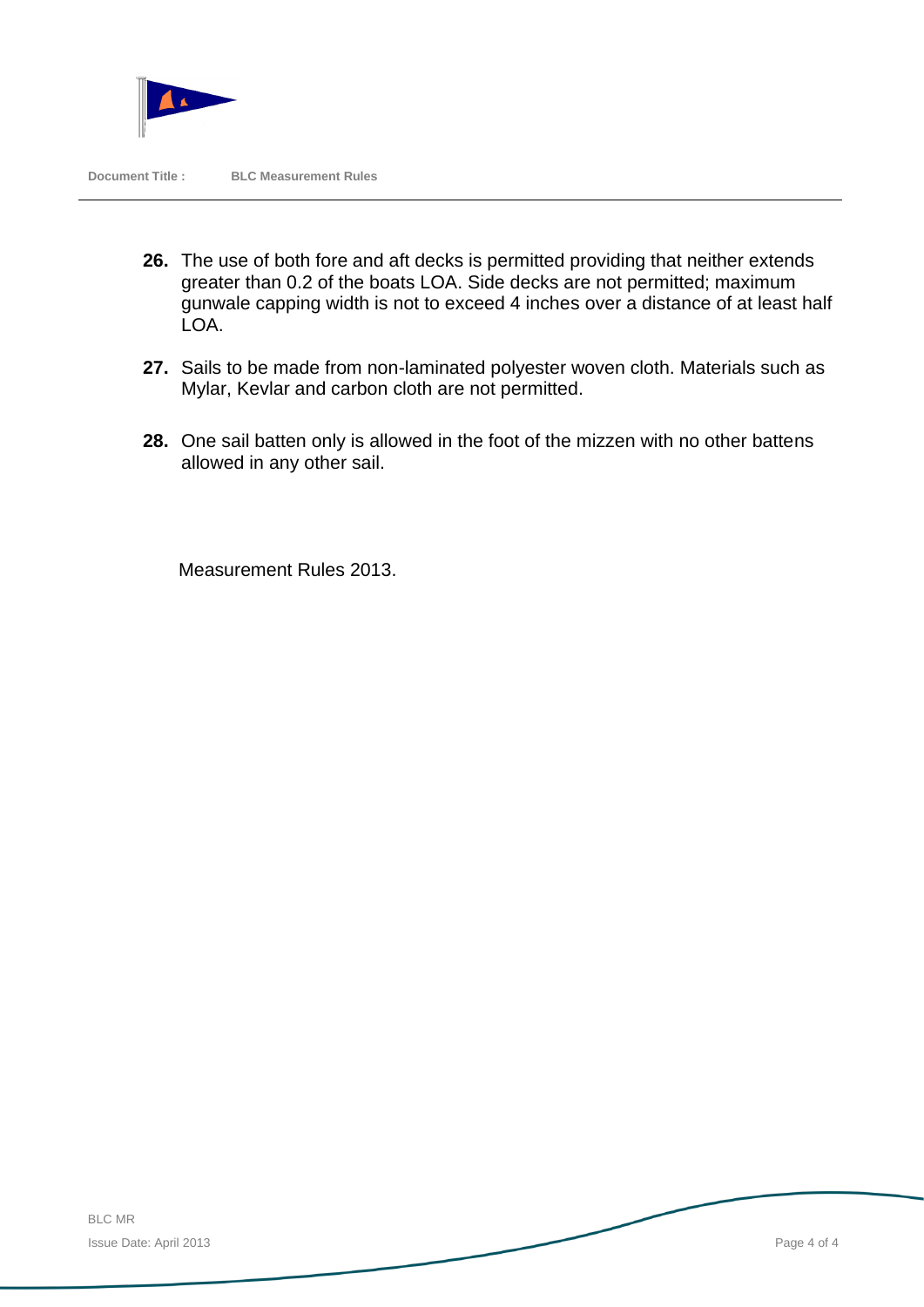26. The use of both fore and aft decks is permitted providing that neither extends greater than 0.2 of the boats LOA. Side decks are not permitted; maximum gunwale capping width is not to exceed 4 inches over a distance of at least half LOA.

27. Sails to be made from non-laminated polyester woven cloth. Materials such as Mylar, Kevlar and carbon cloth are not permitted.

28. One sail batten only is allowed in the foot of the mizzen with no other battens allowed in any other sail.

Measurement Rules 2013.